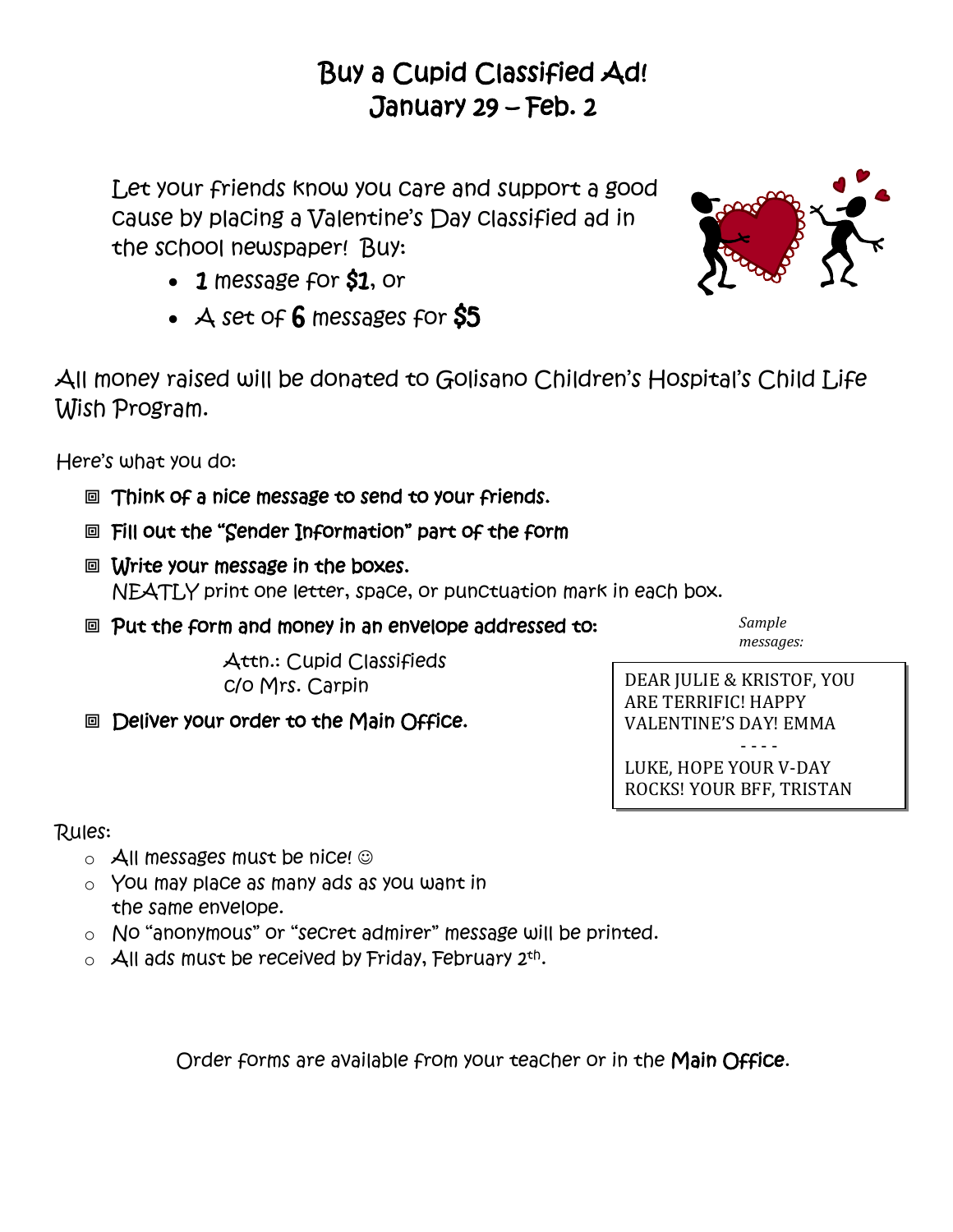# Buy a Cupid Classified Ad!
# January 29 – Feb. 2

Let your friends know you care and support a good cause by placing a Valentine's Day classified ad in the school newspaper! Buy:

- **1** message for **$1**, or
- A set of **6** messages for **$5**

All money raised will be donated to Golisano Children's Hospital's Child Life Wish Program.

Here's what you do:

- **Think of a nice message to send to your friends.**
- **Fill out the "Sender Information" part of the form**
- **Write your message in the boxes.**
  NEATLY print one letter, space, or punctuation mark in each box.
- **Put the form and money in an envelope addressed to:**

  Attn.: Cupid Classifieds
  c/o Mrs. Carpin

- **Deliver your order to the Main Office.**

*Sample messages:*

DEAR JULIE & KRISTOF, YOU ARE TERRIFIC! HAPPY VALENTINE'S DAY! EMMA

\- - - -

LUKE, HOPE YOUR V-DAY ROCKS! YOUR BFF, TRISTAN

Rules:

- All messages must be nice! ☺
- You may place as many ads as you want in the same envelope.
- No "anonymous" or "secret admirer" message will be printed.
- All ads must be received by Friday, February 2th.

Order forms are available from your teacher or in the **Main Office**.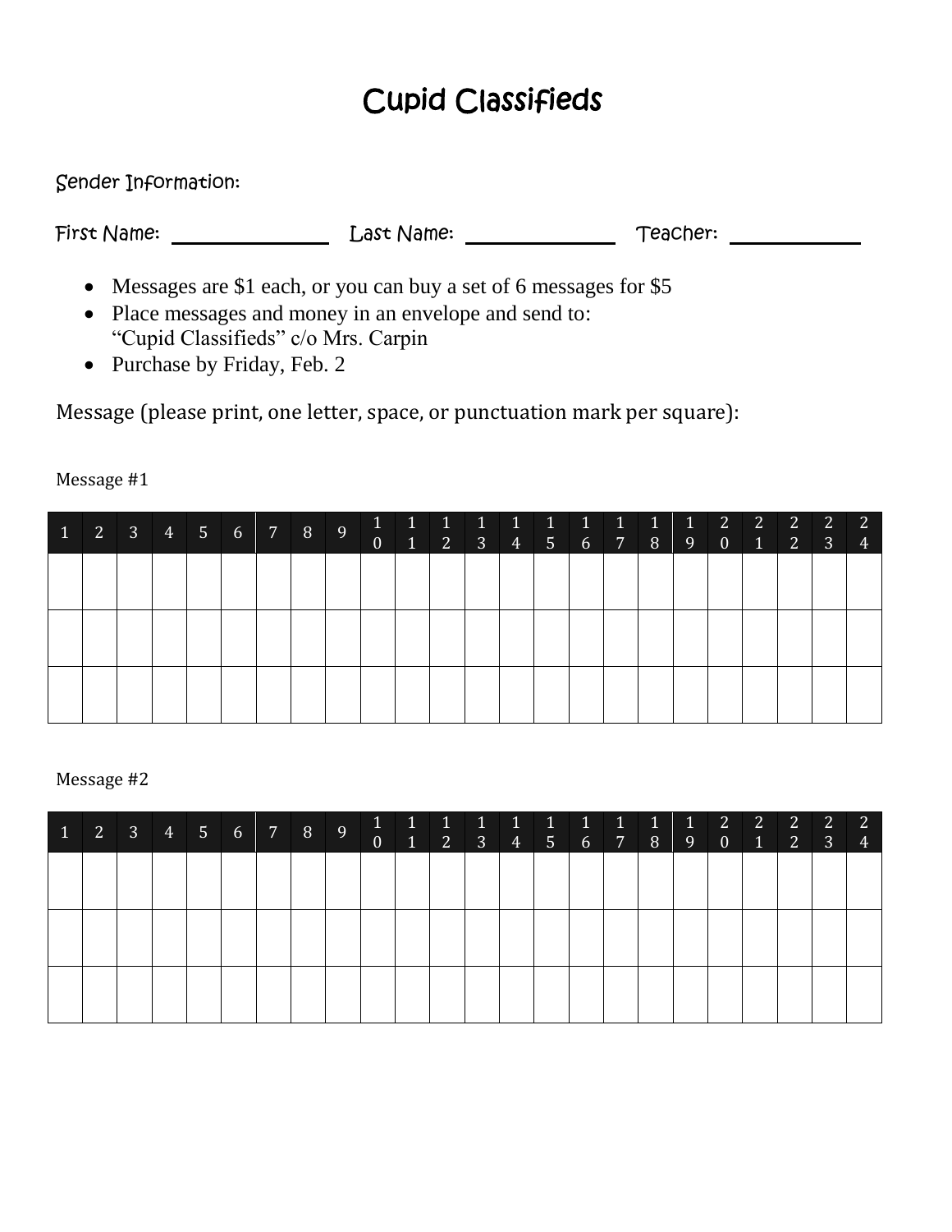# Cupid Classifieds

Sender Information:

First Name: \_\_\_\_\_\_\_\_\_\_\_\_\_\_\_\_ Last Name: \_\_\_\_\_\_\_\_\_\_\_\_\_\_\_\_ Teacher: \_\_\_\_\_\_\_\_\_\_\_\_\_\_

- Messages are $1 each, or you can buy a set of 6 messages for $5
- Place messages and money in an envelope and send to:
  "Cupid Classifieds" c/o Mrs. Carpin
- Purchase by Friday, Feb. 2

Message (please print, one letter, space, or punctuation mark per square):

Message #1

| 1 | 2 | 3 | 4 | 5 | 6 | 7 | 8 | 9 | 10 | 11 | 12 | 13 | 14 | 15 | 16 | 17 | 18 | 19 | 20 | 21 | 22 | 23 | 24 |
|---|---|---|---|---|---|---|---|---|---|---|---|---|---|---|---|---|---|---|---|---|---|---|---|
| | | | | | | | | | | | | | | | | | | | | | | | |
| | | | | | | | | | | | | | | | | | | | | | | | |
| | | | | | | | | | | | | | | | | | | | | | | | |

Message #2

| 1 | 2 | 3 | 4 | 5 | 6 | 7 | 8 | 9 | 10 | 11 | 12 | 13 | 14 | 15 | 16 | 17 | 18 | 19 | 20 | 21 | 22 | 23 | 24 |
|---|---|---|---|---|---|---|---|---|---|---|---|---|---|---|---|---|---|---|---|---|---|---|---|
| | | | | | | | | | | | | | | | | | | | | | | | |
| | | | | | | | | | | | | | | | | | | | | | | | |
| | | | | | | | | | | | | | | | | | | | | | | | |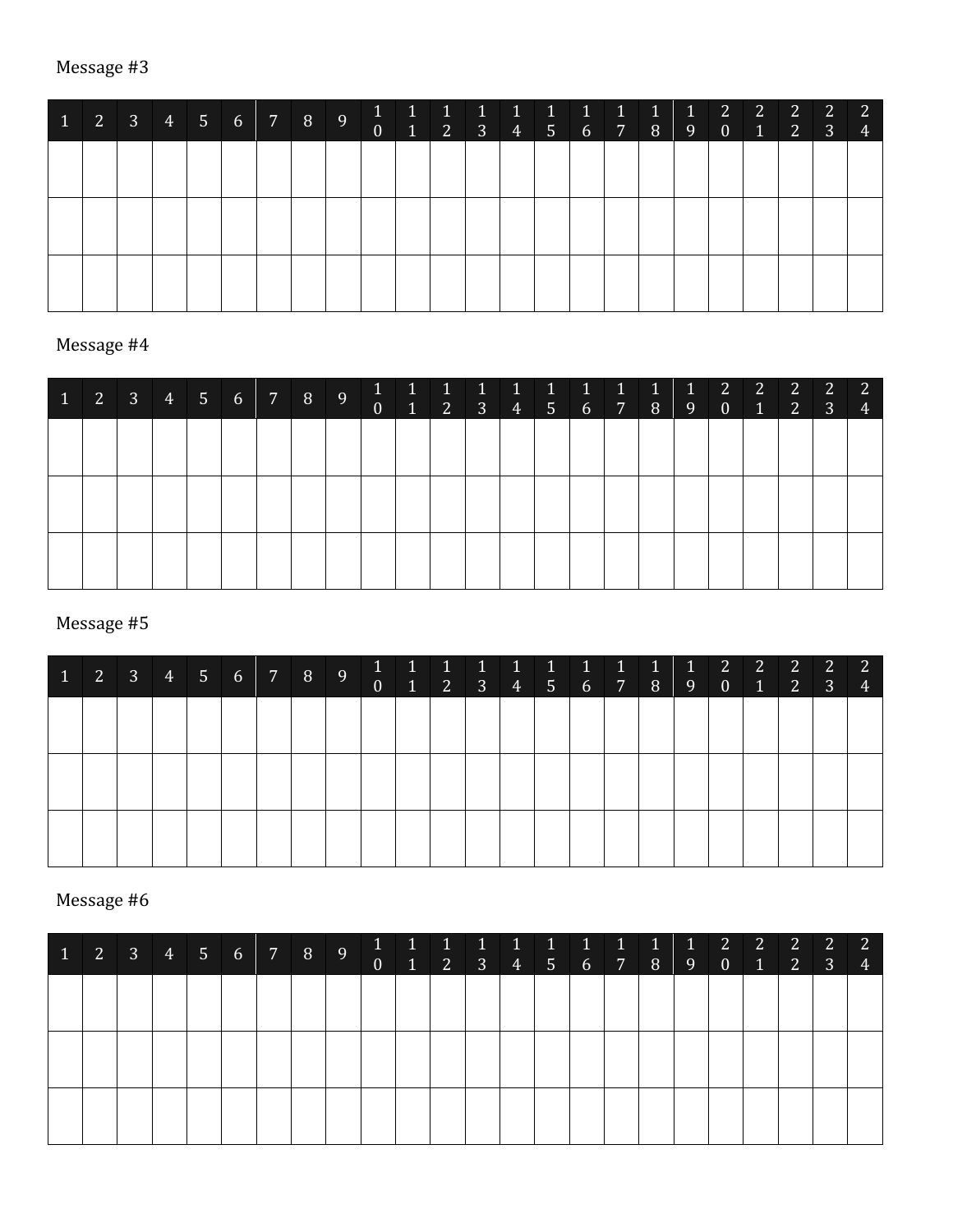Message #3

| 1 | 2 | 3 | 4 | 5 | 6 | 7 | 8 | 9 | 10 | 11 | 12 | 13 | 14 | 15 | 16 | 17 | 18 | 19 | 20 | 21 | 22 | 23 | 24 |
|---|---|---|---|---|---|---|---|---|---|---|---|---|---|---|---|---|---|---|---|---|---|---|---|
| | | | | | | | | | | | | | | | | | | | | | | | |
| | | | | | | | | | | | | | | | | | | | | | | | |
| | | | | | | | | | | | | | | | | | | | | | | | |

Message #4

| 1 | 2 | 3 | 4 | 5 | 6 | 7 | 8 | 9 | 10 | 11 | 12 | 13 | 14 | 15 | 16 | 17 | 18 | 19 | 20 | 21 | 22 | 23 | 24 |
|---|---|---|---|---|---|---|---|---|---|---|---|---|---|---|---|---|---|---|---|---|---|---|---|
| | | | | | | | | | | | | | | | | | | | | | | | |
| | | | | | | | | | | | | | | | | | | | | | | | |
| | | | | | | | | | | | | | | | | | | | | | | | |

Message #5

| 1 | 2 | 3 | 4 | 5 | 6 | 7 | 8 | 9 | 10 | 11 | 12 | 13 | 14 | 15 | 16 | 17 | 18 | 19 | 20 | 21 | 22 | 23 | 24 |
|---|---|---|---|---|---|---|---|---|---|---|---|---|---|---|---|---|---|---|---|---|---|---|---|
| | | | | | | | | | | | | | | | | | | | | | | | |
| | | | | | | | | | | | | | | | | | | | | | | | |
| | | | | | | | | | | | | | | | | | | | | | | | |

Message #6

| 1 | 2 | 3 | 4 | 5 | 6 | 7 | 8 | 9 | 10 | 11 | 12 | 13 | 14 | 15 | 16 | 17 | 18 | 19 | 20 | 21 | 22 | 23 | 24 |
|---|---|---|---|---|---|---|---|---|---|---|---|---|---|---|---|---|---|---|---|---|---|---|---|
| | | | | | | | | | | | | | | | | | | | | | | | |
| | | | | | | | | | | | | | | | | | | | | | | | |
| | | | | | | | | | | | | | | | | | | | | | | | |